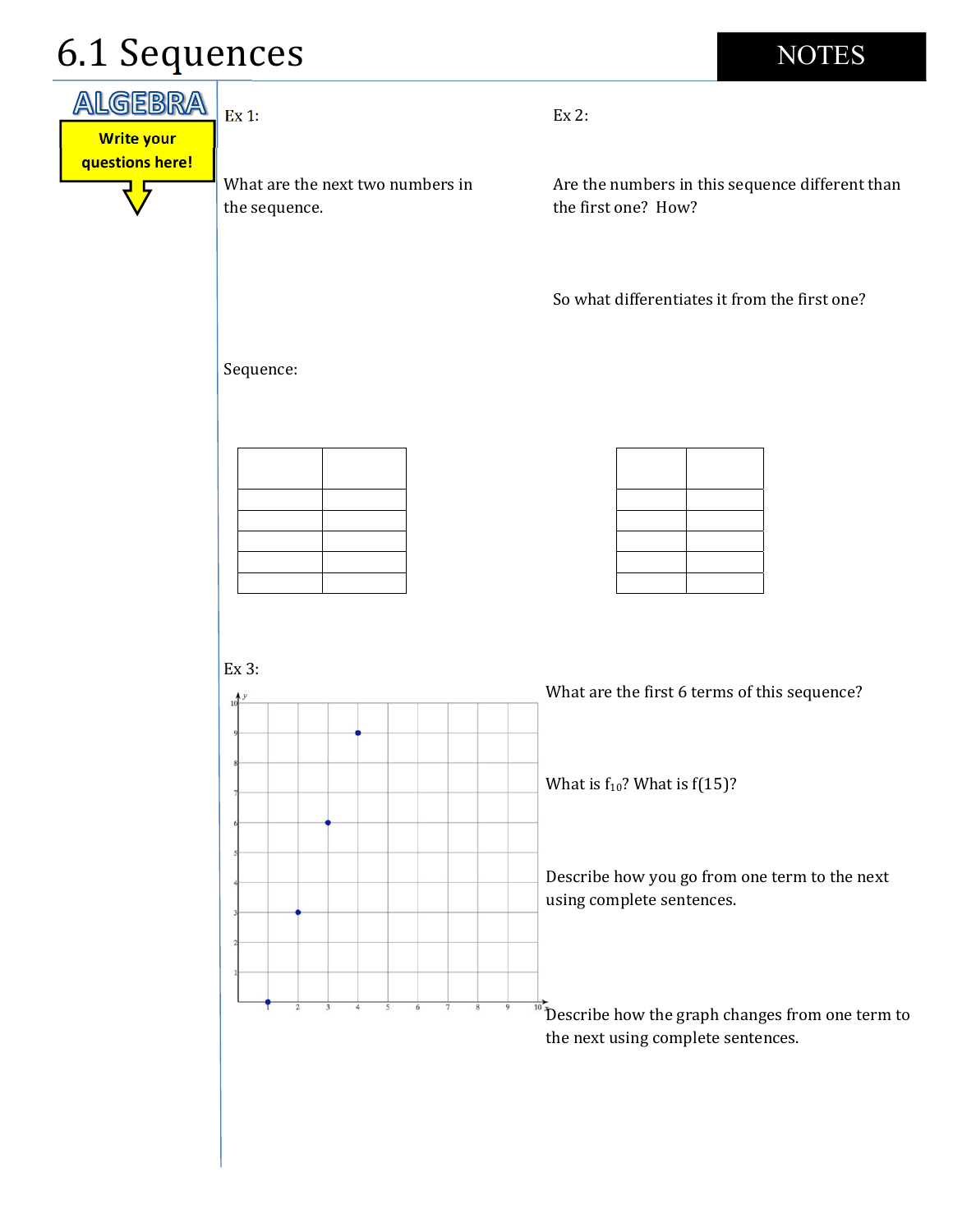# 6.1 Sequences

NOTES

ALGEBRA

Write your questions here!

Ex 1:

What are the next two numbers in the sequence.

Sequence:

| | |
|---|---|
| | |
| | |
| | |
| | |
| | |

Ex 2:

Are the numbers in this sequence different than the first one? How?

So what differentiates it from the first one?

| | |
|---|---|
| | |
| | |
| | |
| | |
| | |

Ex 3:

What are the first 6 terms of this sequence?

What is $f_{10}$? What is f(15)?

Describe how you go from one term to the next using complete sentences.

Describe how the graph changes from one term to the next using complete sentences.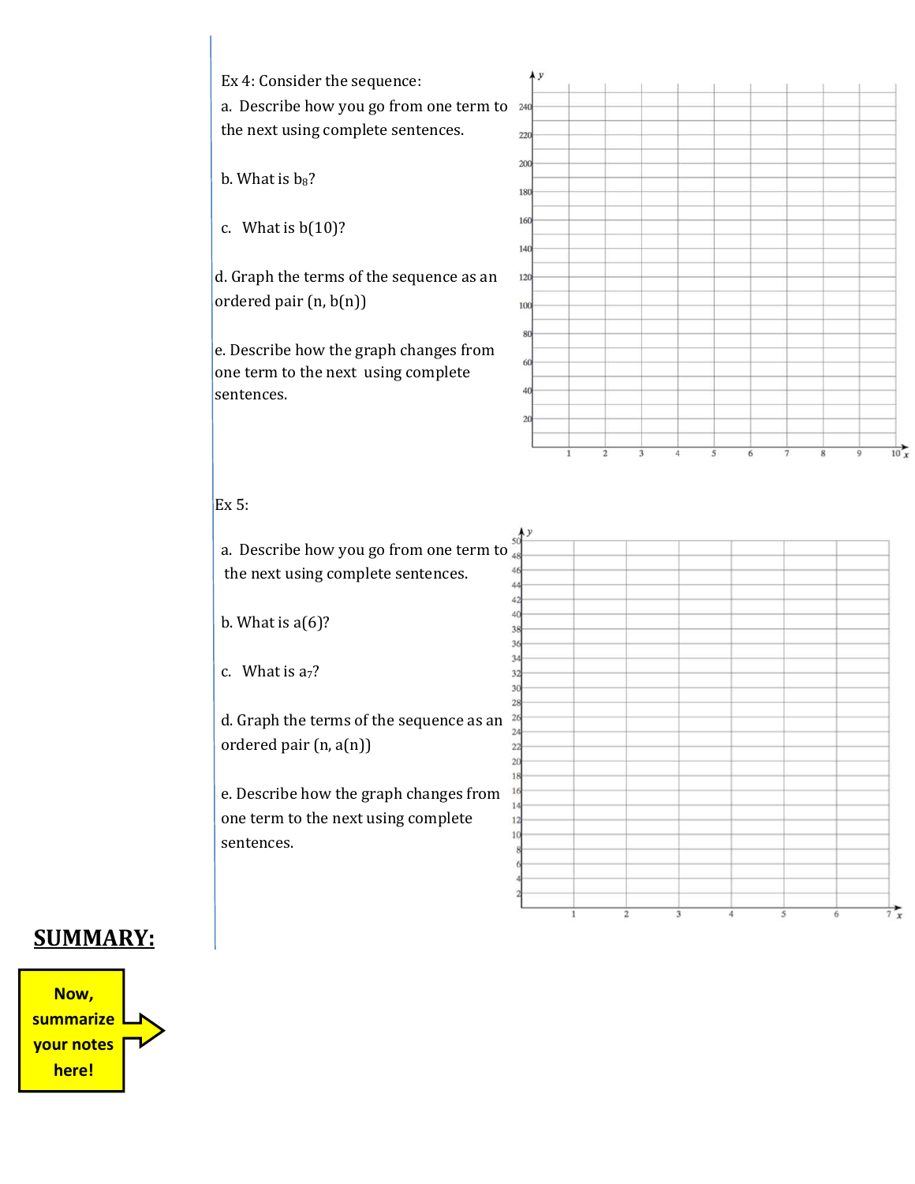Ex 4: Consider the sequence:

a. Describe how you go from one term to the next using complete sentences.

b. What is $b_8$?

c. What is $b(10)$?

d. Graph the terms of the sequence as an ordered pair $(n, b(n))$

e. Describe how the graph changes from one term to the next using complete sentences.

Ex 5:

a. Describe how you go from one term to the next using complete sentences.

b. What is $a(6)$?

c. What is $a_7$?

d. Graph the terms of the sequence as an ordered pair $(n, a(n))$

e. Describe how the graph changes from one term to the next using complete sentences.

## SUMMARY:

**Now, summarize your notes here!**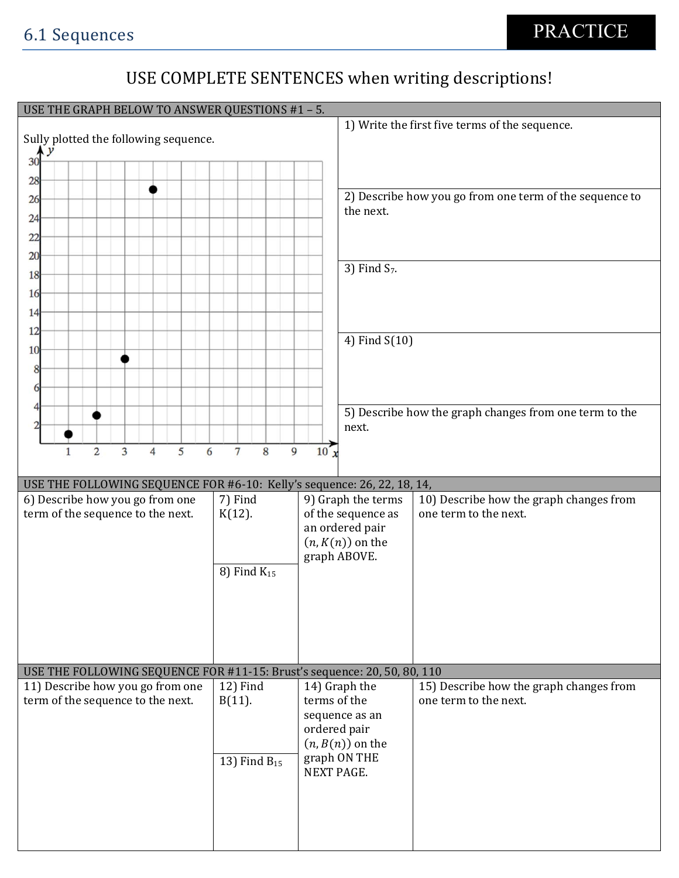## 6.1 Sequences

**PRACTICE**

USE COMPLETE SENTENCES when writing descriptions!

**USE THE GRAPH BELOW TO ANSWER QUESTIONS #1 – 5.**

Sully plotted the following sequence.

1) Write the first five terms of the sequence.

2) Describe how you go from one term of the sequence to the next.

3) Find $S_7$.

4) Find $S(10)$

5) Describe how the graph changes from one term to the next.

**USE THE FOLLOWING SEQUENCE FOR #6-10: Kelly's sequence: 26, 22, 18, 14,**

| 6) Describe how you go from one term of the sequence to the next. | 7) Find $K(12)$. | 9) Graph the terms of the sequence as an ordered pair $(n, K(n))$ on the graph ABOVE. | 10) Describe how the graph changes from one term to the next. |
|---|---|---|---|
| | 8) Find $K_{15}$ | | |

**USE THE FOLLOWING SEQUENCE FOR #11-15: Brust's sequence: 20, 50, 80, 110**

| 11) Describe how you go from one term of the sequence to the next. | 12) Find $B(11)$. | 14) Graph the terms of the sequence as an ordered pair $(n, B(n))$ on the graph ON THE NEXT PAGE. | 15) Describe how the graph changes from one term to the next. |
|---|---|---|---|
| | 13) Find $B_{15}$ | | |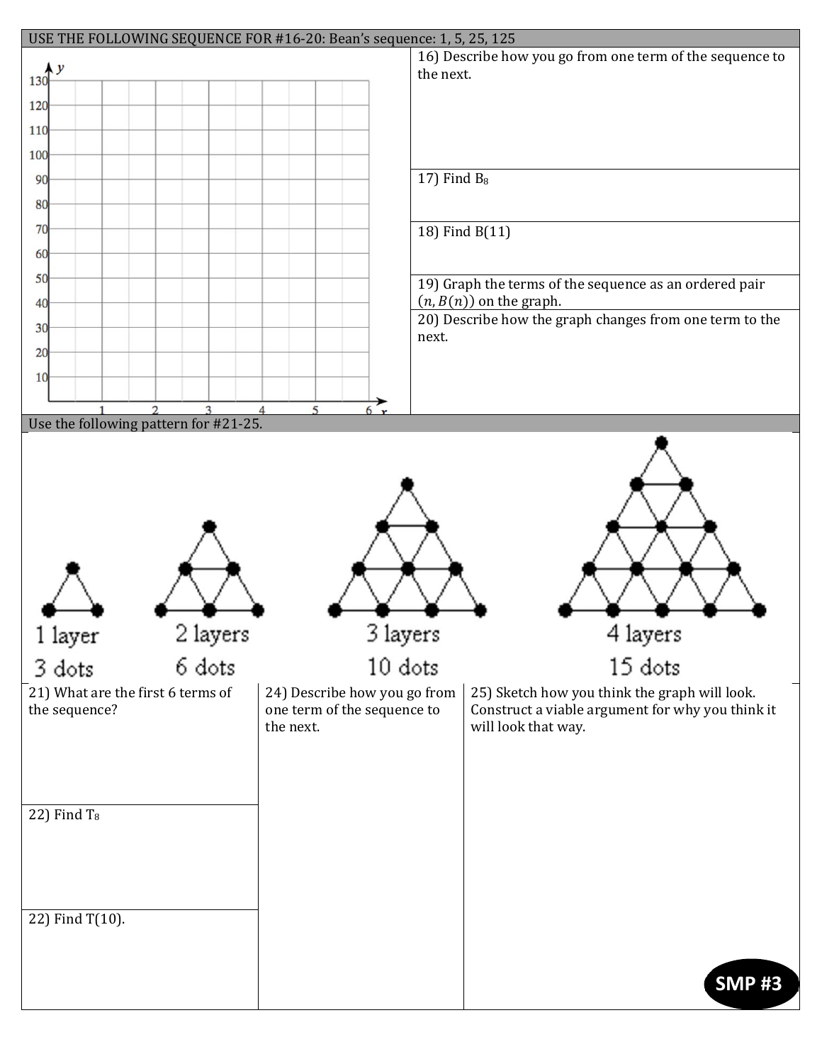**USE THE FOLLOWING SEQUENCE FOR #16-20: Bean's sequence: 1, 5, 25, 125**

16) Describe how you go from one term of the sequence to the next.

17) Find $B_8$

18) Find B(11)

19) Graph the terms of the sequence as an ordered pair $(n, B(n))$ on the graph.

20) Describe how the graph changes from one term to the next.

**Use the following pattern for #21-25.**

1 layer — 3 dots

2 layers — 6 dots

3 layers — 10 dots

4 layers — 15 dots

21) What are the first 6 terms of the sequence?

22) Find $T_8$

22) Find T(10).

24) Describe how you go from one term of the sequence to the next.

25) Sketch how you think the graph will look. Construct a viable argument for why you think it will look that way.

**SMP #3**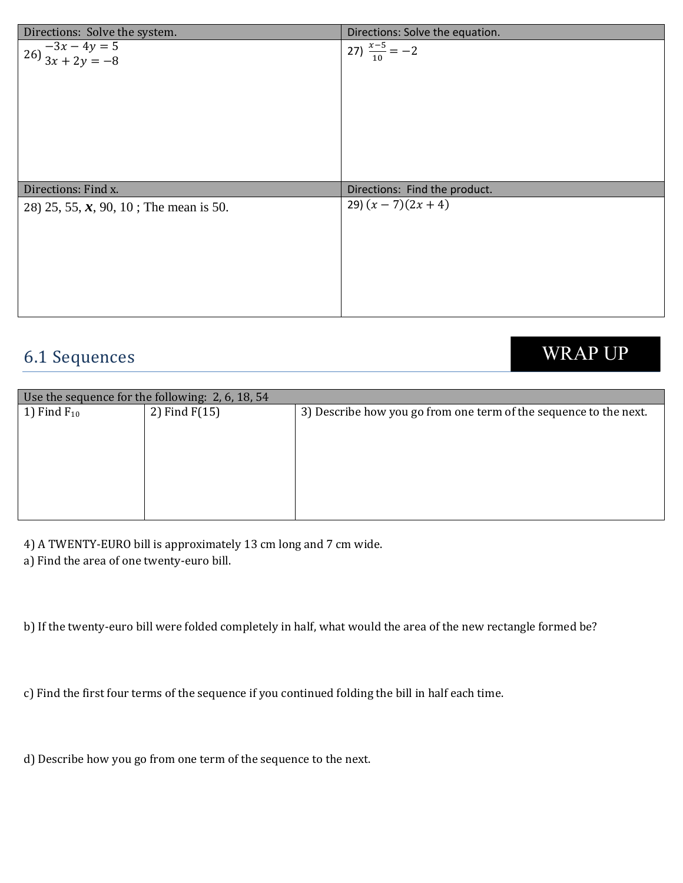| Directions: Solve the system. | Directions: Solve the equation. |
| --- | --- |
| 26) $\begin{matrix} -3x - 4y = 5 \\ 3x + 2y = -8 \end{matrix}$ | 27) $\frac{x-5}{10} = -2$ |
| **Directions: Find x.** | **Directions: Find the product.** |
| 28) 25, 55, ***x***, 90, 10 ; The mean is 50. | 29) $(x - 7)(2x + 4)$ |

## 6.1 Sequences

**WRAP UP**

| Use the sequence for the following: 2, 6, 18, 54 | | |
| --- | --- | --- |
| 1) Find $F_{10}$ | 2) Find F(15) | 3) Describe how you go from one term of the sequence to the next. |

4) A TWENTY-EURO bill is approximately 13 cm long and 7 cm wide.

a) Find the area of one twenty-euro bill.

b) If the twenty-euro bill were folded completely in half, what would the area of the new rectangle formed be?

c) Find the first four terms of the sequence if you continued folding the bill in half each time.

d) Describe how you go from one term of the sequence to the next.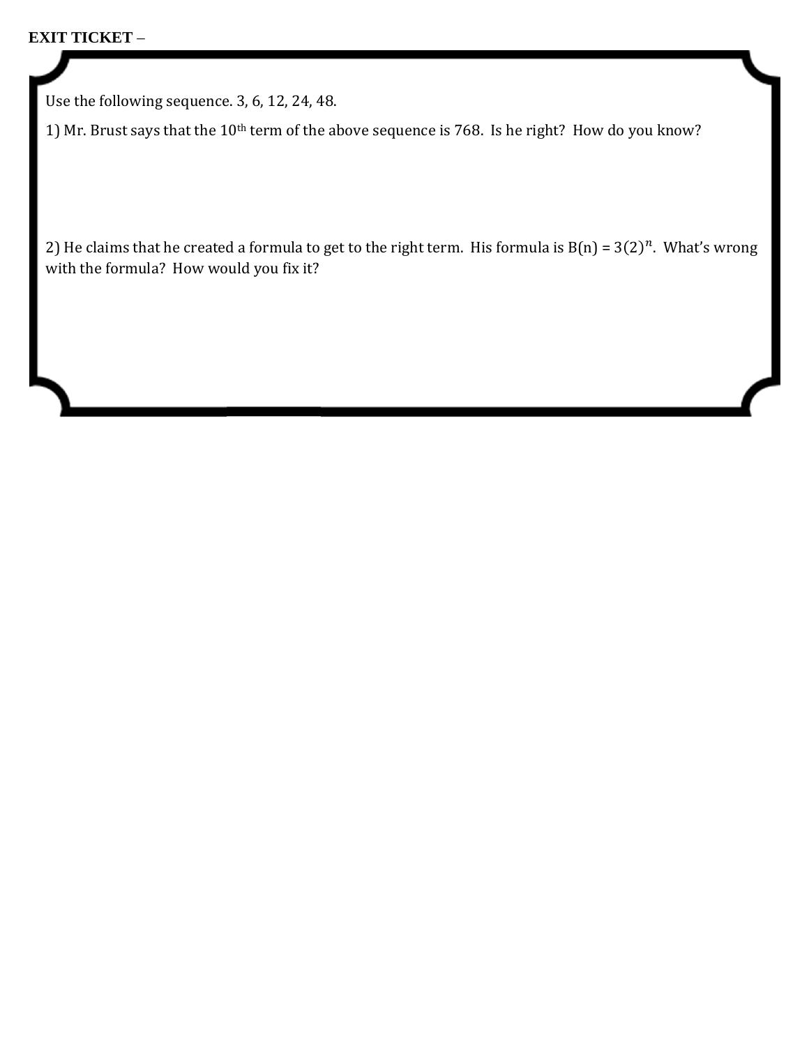**EXIT TICKET –**

Use the following sequence. 3, 6, 12, 24, 48.

1) Mr. Brust says that the $10^{th}$ term of the above sequence is 768. Is he right? How do you know?

2) He claims that he created a formula to get to the right term. His formula is $B(n) = 3(2)^n$. What's wrong with the formula? How would you fix it?